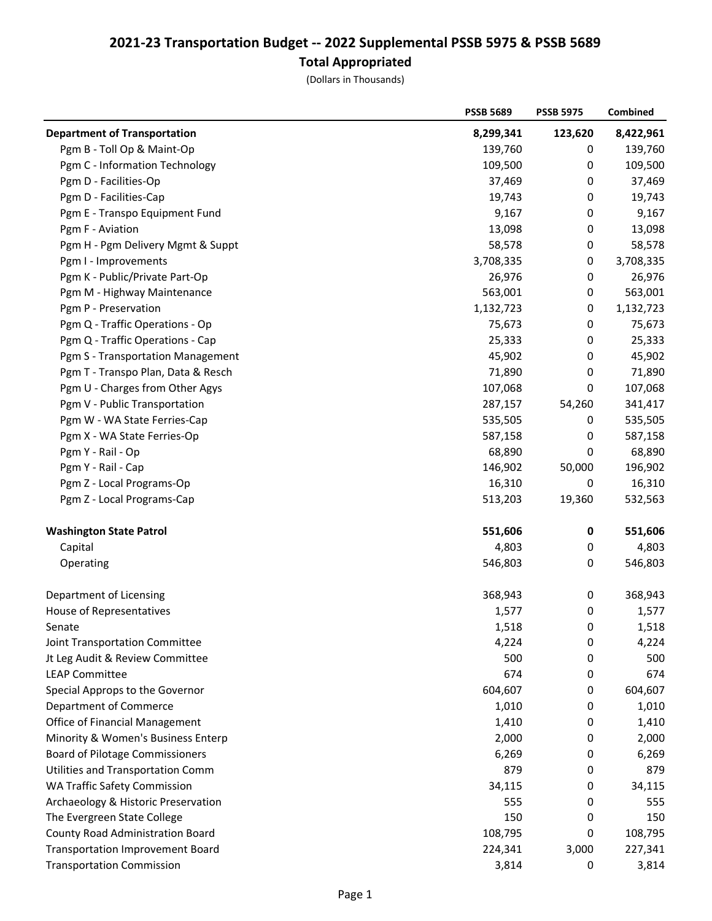# 2021-23 Transportation Budget -- 2022 Supplemental PSSB 5975 & PSSB 5689

## Total Appropriated

(Dollars in Thousands)

| | PSSB 5689 | PSSB 5975 | Combined |
|---|---|---|---|
| **Department of Transportation** | **8,299,341** | **123,620** | **8,422,961** |
| Pgm B - Toll Op & Maint-Op | 139,760 | 0 | 139,760 |
| Pgm C - Information Technology | 109,500 | 0 | 109,500 |
| Pgm D - Facilities-Op | 37,469 | 0 | 37,469 |
| Pgm D - Facilities-Cap | 19,743 | 0 | 19,743 |
| Pgm E - Transpo Equipment Fund | 9,167 | 0 | 9,167 |
| Pgm F - Aviation | 13,098 | 0 | 13,098 |
| Pgm H - Pgm Delivery Mgmt & Suppt | 58,578 | 0 | 58,578 |
| Pgm I - Improvements | 3,708,335 | 0 | 3,708,335 |
| Pgm K - Public/Private Part-Op | 26,976 | 0 | 26,976 |
| Pgm M - Highway Maintenance | 563,001 | 0 | 563,001 |
| Pgm P - Preservation | 1,132,723 | 0 | 1,132,723 |
| Pgm Q - Traffic Operations - Op | 75,673 | 0 | 75,673 |
| Pgm Q - Traffic Operations - Cap | 25,333 | 0 | 25,333 |
| Pgm S - Transportation Management | 45,902 | 0 | 45,902 |
| Pgm T - Transpo Plan, Data & Resch | 71,890 | 0 | 71,890 |
| Pgm U - Charges from Other Agys | 107,068 | 0 | 107,068 |
| Pgm V - Public Transportation | 287,157 | 54,260 | 341,417 |
| Pgm W - WA State Ferries-Cap | 535,505 | 0 | 535,505 |
| Pgm X - WA State Ferries-Op | 587,158 | 0 | 587,158 |
| Pgm Y - Rail - Op | 68,890 | 0 | 68,890 |
| Pgm Y - Rail - Cap | 146,902 | 50,000 | 196,902 |
| Pgm Z - Local Programs-Op | 16,310 | 0 | 16,310 |
| Pgm Z - Local Programs-Cap | 513,203 | 19,360 | 532,563 |
| | | | |
| **Washington State Patrol** | **551,606** | **0** | **551,606** |
| Capital | 4,803 | 0 | 4,803 |
| Operating | 546,803 | 0 | 546,803 |
| | | | |
| Department of Licensing | 368,943 | 0 | 368,943 |
| House of Representatives | 1,577 | 0 | 1,577 |
| Senate | 1,518 | 0 | 1,518 |
| Joint Transportation Committee | 4,224 | 0 | 4,224 |
| Jt Leg Audit & Review Committee | 500 | 0 | 500 |
| LEAP Committee | 674 | 0 | 674 |
| Special Approps to the Governor | 604,607 | 0 | 604,607 |
| Department of Commerce | 1,010 | 0 | 1,010 |
| Office of Financial Management | 1,410 | 0 | 1,410 |
| Minority & Women's Business Enterp | 2,000 | 0 | 2,000 |
| Board of Pilotage Commissioners | 6,269 | 0 | 6,269 |
| Utilities and Transportation Comm | 879 | 0 | 879 |
| WA Traffic Safety Commission | 34,115 | 0 | 34,115 |
| Archaeology & Historic Preservation | 555 | 0 | 555 |
| The Evergreen State College | 150 | 0 | 150 |
| County Road Administration Board | 108,795 | 0 | 108,795 |
| Transportation Improvement Board | 224,341 | 3,000 | 227,341 |
| Transportation Commission | 3,814 | 0 | 3,814 |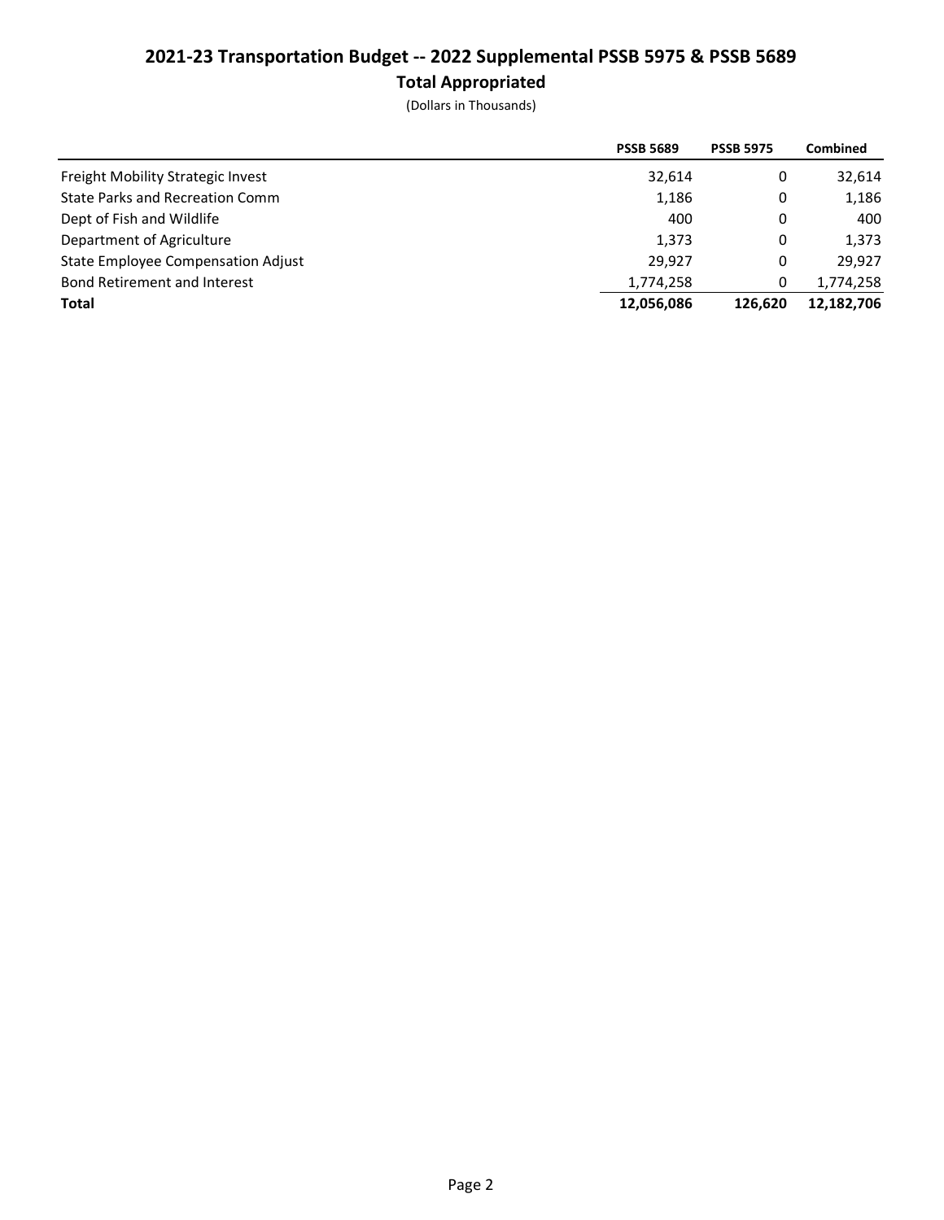# 2021-23 Transportation Budget -- 2022 Supplemental PSSB 5975 & PSSB 5689

## Total Appropriated

(Dollars in Thousands)

| | PSSB 5689 | PSSB 5975 | Combined |
|---|---|---|---|
| Freight Mobility Strategic Invest | 32,614 | 0 | 32,614 |
| State Parks and Recreation Comm | 1,186 | 0 | 1,186 |
| Dept of Fish and Wildlife | 400 | 0 | 400 |
| Department of Agriculture | 1,373 | 0 | 1,373 |
| State Employee Compensation Adjust | 29,927 | 0 | 29,927 |
| Bond Retirement and Interest | 1,774,258 | 0 | 1,774,258 |
| **Total** | **12,056,086** | **126,620** | **12,182,706** |